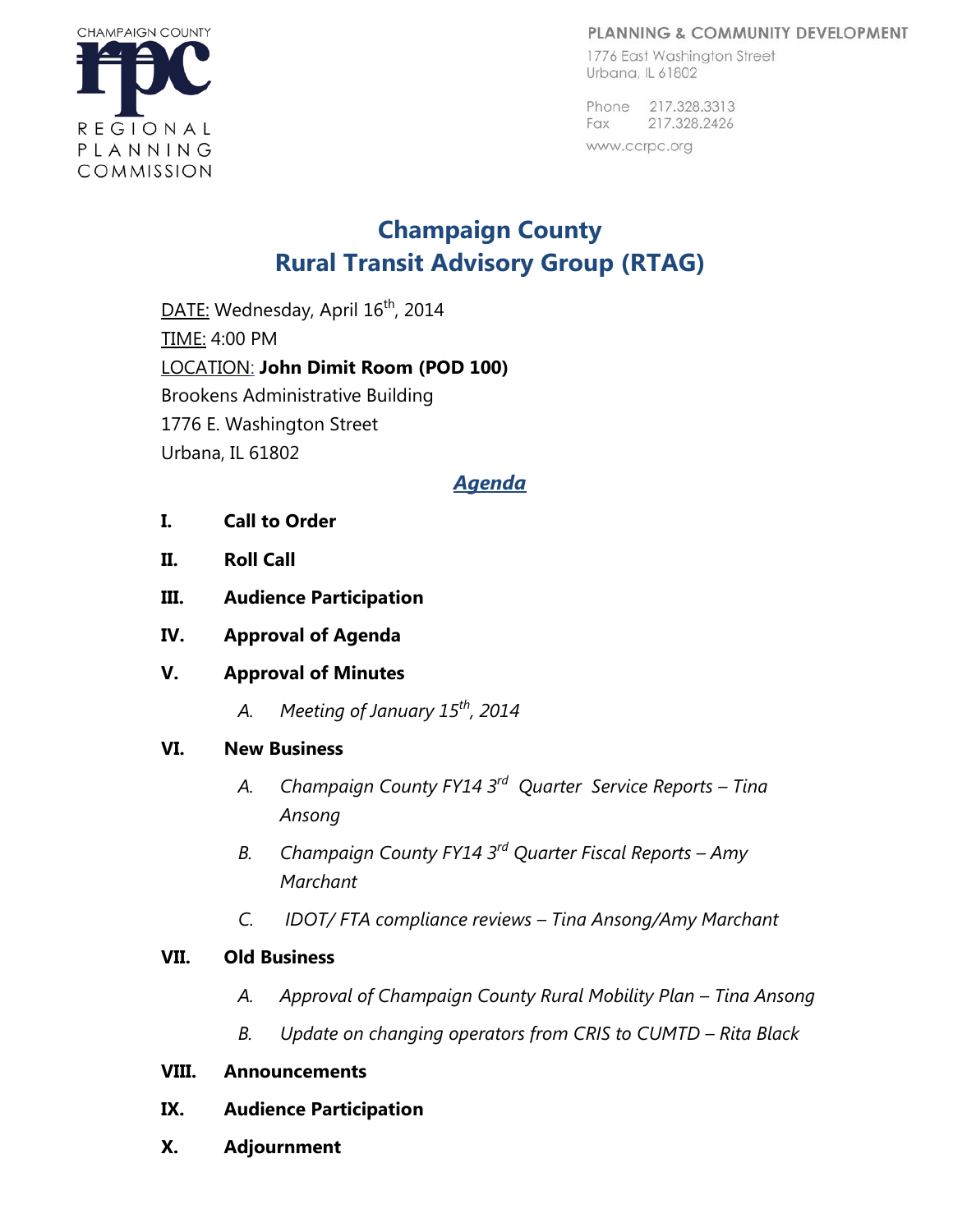CHAMPAIGN COUNTY
REGIONAL PLANNING COMMISSION

PLANNING & COMMUNITY DEVELOPMENT
1776 East Washington Street
Urbana, IL 61802

Phone 217.328.3313
Fax 217.328.2426
www.ccrpc.org

# Champaign County
# Rural Transit Advisory Group (RTAG)

DATE: Wednesday, April 16th, 2014
TIME: 4:00 PM
LOCATION: **John Dimit Room (POD 100)**
Brookens Administrative Building
1776 E. Washington Street
Urbana, IL 61802

## *Agenda*

**I. Call to Order**

**II. Roll Call**

**III. Audience Participation**

**IV. Approval of Agenda**

**V. Approval of Minutes**

- *A. Meeting of January 15th, 2014*

**VI. New Business**

- *A. Champaign County FY14 3rd Quarter Service Reports – Tina Ansong*
- *B. Champaign County FY14 3rd Quarter Fiscal Reports – Amy Marchant*
- *C. IDOT/ FTA compliance reviews – Tina Ansong/Amy Marchant*

**VII. Old Business**

- *A. Approval of Champaign County Rural Mobility Plan – Tina Ansong*
- *B. Update on changing operators from CRIS to CUMTD – Rita Black*

**VIII. Announcements**

**IX. Audience Participation**

**X. Adjournment**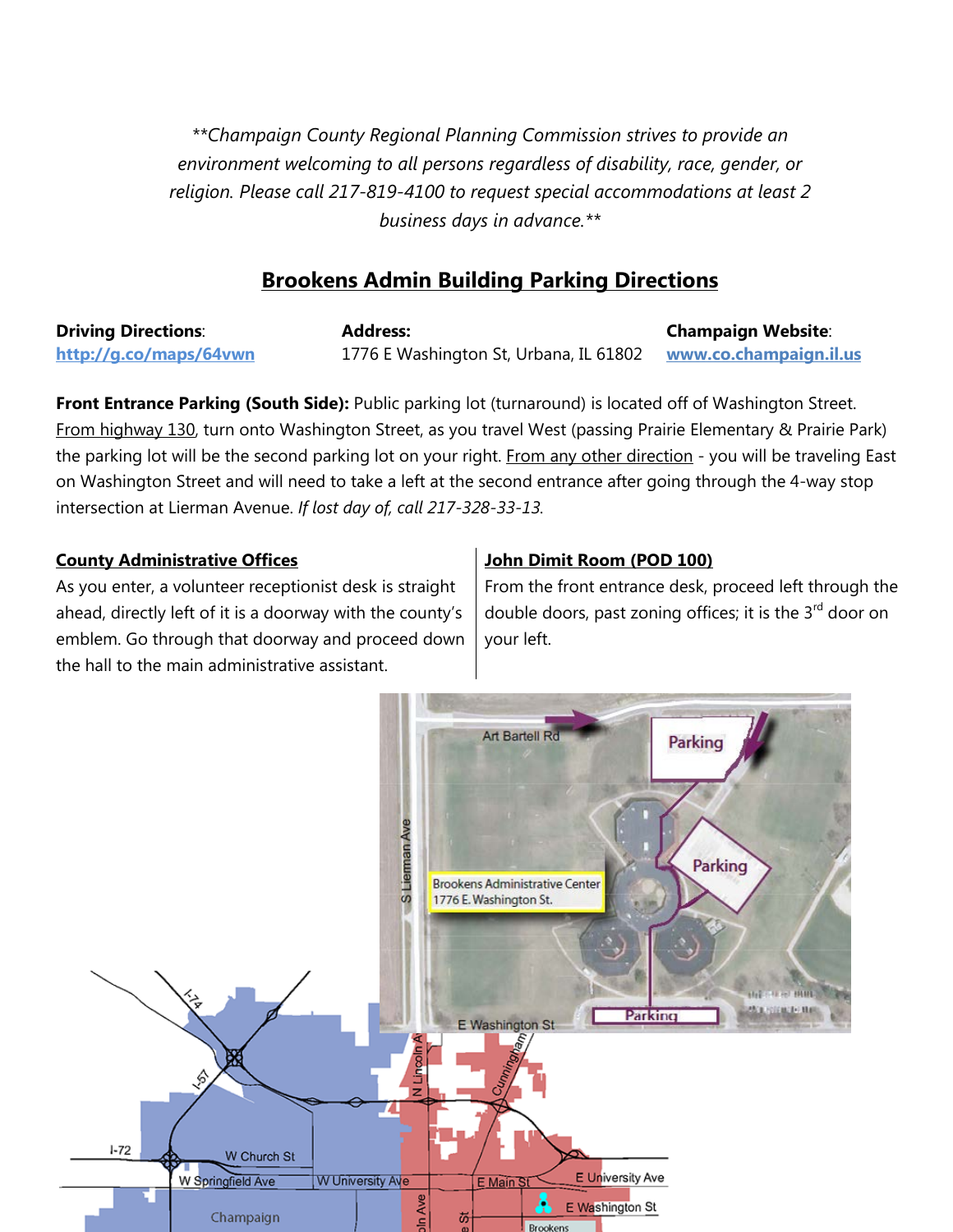*\*\*Champaign County Regional Planning Commission strives to provide an environment welcoming to all persons regardless of disability, race, gender, or religion. Please call 217-819-4100 to request special accommodations at least 2 business days in advance.\*\**

## Brookens Admin Building Parking Directions

**Driving Directions**: [http://g.co/maps/64vwn](http://g.co/maps/64vwn)

**Address:** 1776 E Washington St, Urbana, IL 61802

**Champaign Website**: [www.co.champaign.il.us](www.co.champaign.il.us)

**Front Entrance Parking (South Side):** Public parking lot (turnaround) is located off of Washington Street. From highway 130, turn onto Washington Street, as you travel West (passing Prairie Elementary & Prairie Park) the parking lot will be the second parking lot on your right. From any other direction - you will be traveling East on Washington Street and will need to take a left at the second entrance after going through the 4-way stop intersection at Lierman Avenue. *If lost day of, call 217-328-33-13.*

### County Administrative Offices

As you enter, a volunteer receptionist desk is straight ahead, directly left of it is a doorway with the county's emblem. Go through that doorway and proceed down the hall to the main administrative assistant.

### John Dimit Room (POD 100)

From the front entrance desk, proceed left through the double doors, past zoning offices; it is the 3rd door on your left.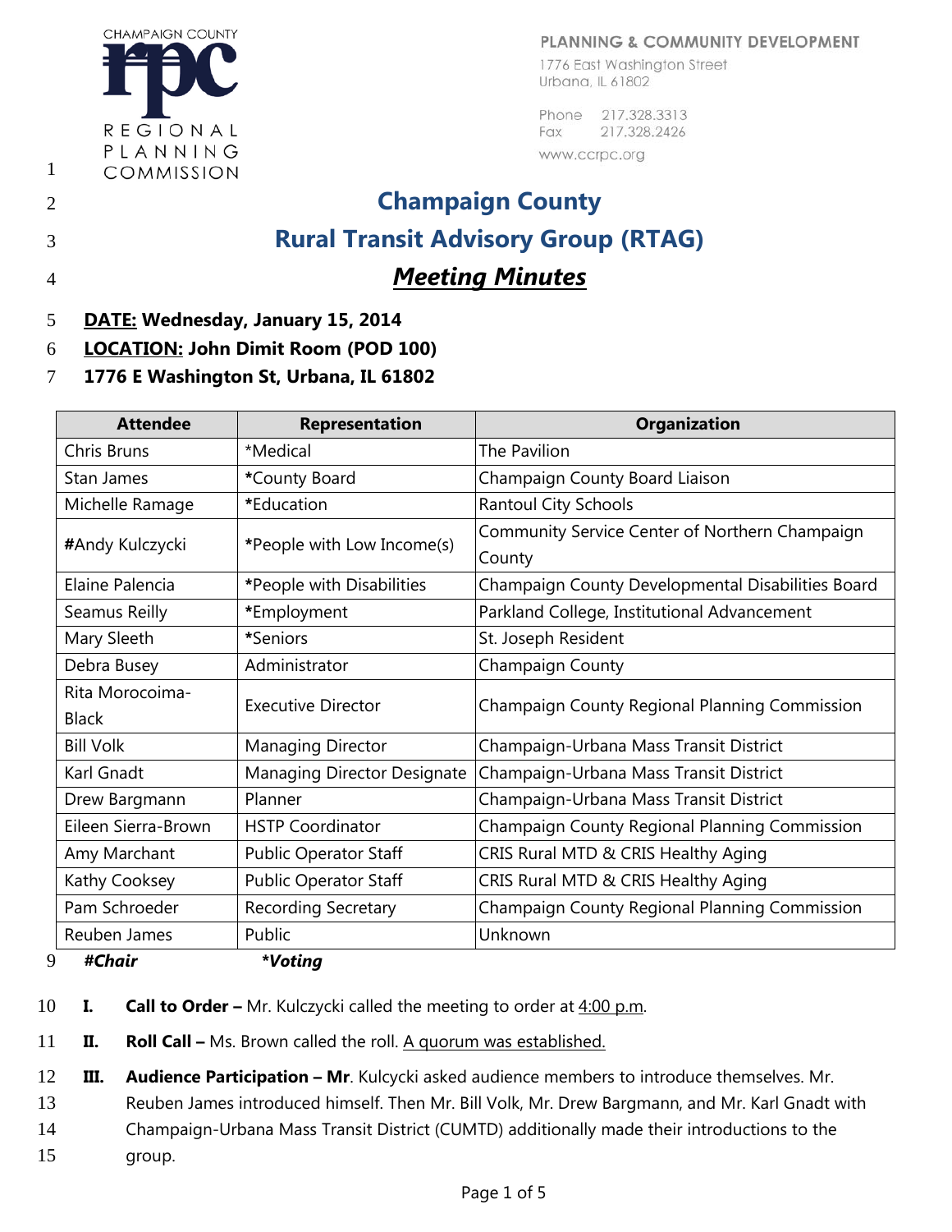CHAMPAIGN COUNTY
**rpc**
REGIONAL PLANNING COMMISSION

PLANNING & COMMUNITY DEVELOPMENT
1776 East Washington Street
Urbana, IL 61802

Phone 217.328.3313
Fax 217.328.2426
www.ccrpc.org

# Champaign County
# Rural Transit Advisory Group (RTAG)
## *Meeting Minutes*

**DATE:** **Wednesday, January 15, 2014**
**LOCATION:** **John Dimit Room (POD 100)**
**1776 E Washington St, Urbana, IL 61802**

| Attendee | Representation | Organization |
|---|---|---|
| Chris Bruns | *Medical | The Pavilion |
| Stan James | *County Board | Champaign County Board Liaison |
| Michelle Ramage | *Education | Rantoul City Schools |
| #Andy Kulczycki | *People with Low Income(s) | Community Service Center of Northern Champaign County |
| Elaine Palencia | *People with Disabilities | Champaign County Developmental Disabilities Board |
| Seamus Reilly | *Employment | Parkland College, Institutional Advancement |
| Mary Sleeth | *Seniors | St. Joseph Resident |
| Debra Busey | Administrator | Champaign County |
| Rita Morocoima-Black | Executive Director | Champaign County Regional Planning Commission |
| Bill Volk | Managing Director | Champaign-Urbana Mass Transit District |
| Karl Gnadt | Managing Director Designate | Champaign-Urbana Mass Transit District |
| Drew Bargmann | Planner | Champaign-Urbana Mass Transit District |
| Eileen Sierra-Brown | HSTP Coordinator | Champaign County Regional Planning Commission |
| Amy Marchant | Public Operator Staff | CRIS Rural MTD & CRIS Healthy Aging |
| Kathy Cooksey | Public Operator Staff | CRIS Rural MTD & CRIS Healthy Aging |
| Pam Schroeder | Recording Secretary | Champaign County Regional Planning Commission |
| Reuben James | Public | Unknown |

***#Chair*** ***\*Voting***

**I. Call to Order –** Mr. Kulczycki called the meeting to order at 4:00 p.m.

**II. Roll Call –** Ms. Brown called the roll. A quorum was established.

**III. Audience Participation – Mr**. Kulcycki asked audience members to introduce themselves. Mr. Reuben James introduced himself. Then Mr. Bill Volk, Mr. Drew Bargmann, and Mr. Karl Gnadt with Champaign-Urbana Mass Transit District (CUMTD) additionally made their introductions to the group.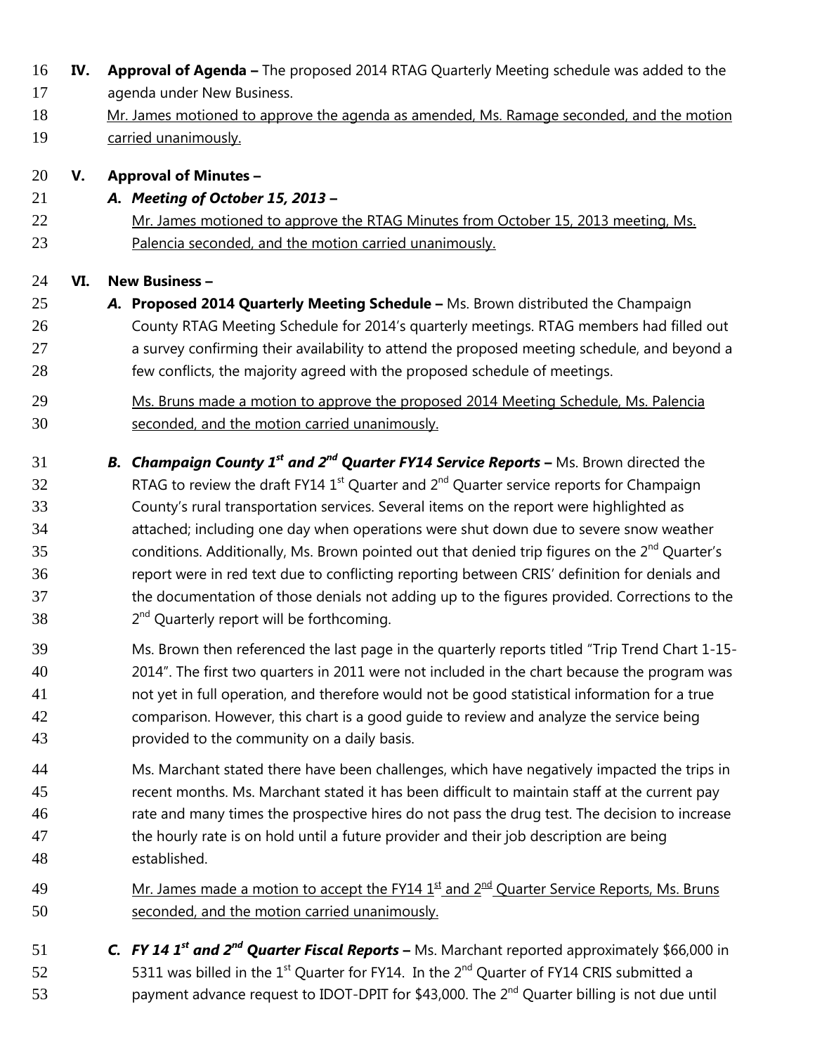**IV. Approval of Agenda –** The proposed 2014 RTAG Quarterly Meeting schedule was added to the agenda under New Business.

Mr. James motioned to approve the agenda as amended, Ms. Ramage seconded, and the motion carried unanimously.

**V. Approval of Minutes –**

***A. Meeting of October 15, 2013 –***

Mr. James motioned to approve the RTAG Minutes from October 15, 2013 meeting, Ms. Palencia seconded, and the motion carried unanimously.

**VI. New Business –**

***A.*** **Proposed 2014 Quarterly Meeting Schedule –** Ms. Brown distributed the Champaign County RTAG Meeting Schedule for 2014's quarterly meetings. RTAG members had filled out a survey confirming their availability to attend the proposed meeting schedule, and beyond a few conflicts, the majority agreed with the proposed schedule of meetings.

Ms. Bruns made a motion to approve the proposed 2014 Meeting Schedule, Ms. Palencia seconded, and the motion carried unanimously.

***B. Champaign County 1st and 2nd Quarter FY14 Service Reports –*** Ms. Brown directed the RTAG to review the draft FY14 1st Quarter and 2nd Quarter service reports for Champaign County's rural transportation services. Several items on the report were highlighted as attached; including one day when operations were shut down due to severe snow weather conditions. Additionally, Ms. Brown pointed out that denied trip figures on the 2nd Quarter's report were in red text due to conflicting reporting between CRIS' definition for denials and the documentation of those denials not adding up to the figures provided. Corrections to the 2nd Quarterly report will be forthcoming.

Ms. Brown then referenced the last page in the quarterly reports titled "Trip Trend Chart 1-15-2014". The first two quarters in 2011 were not included in the chart because the program was not yet in full operation, and therefore would not be good statistical information for a true comparison. However, this chart is a good guide to review and analyze the service being provided to the community on a daily basis.

Ms. Marchant stated there have been challenges, which have negatively impacted the trips in recent months. Ms. Marchant stated it has been difficult to maintain staff at the current pay rate and many times the prospective hires do not pass the drug test. The decision to increase the hourly rate is on hold until a future provider and their job description are being established.

Mr. James made a motion to accept the FY14 1st and 2nd Quarter Service Reports, Ms. Bruns seconded, and the motion carried unanimously.

***C. FY 14 1st and 2nd Quarter Fiscal Reports –*** Ms. Marchant reported approximately $66,000 in 5311 was billed in the 1st Quarter for FY14. In the 2nd Quarter of FY14 CRIS submitted a payment advance request to IDOT-DPIT for $43,000. The 2nd Quarter billing is not due until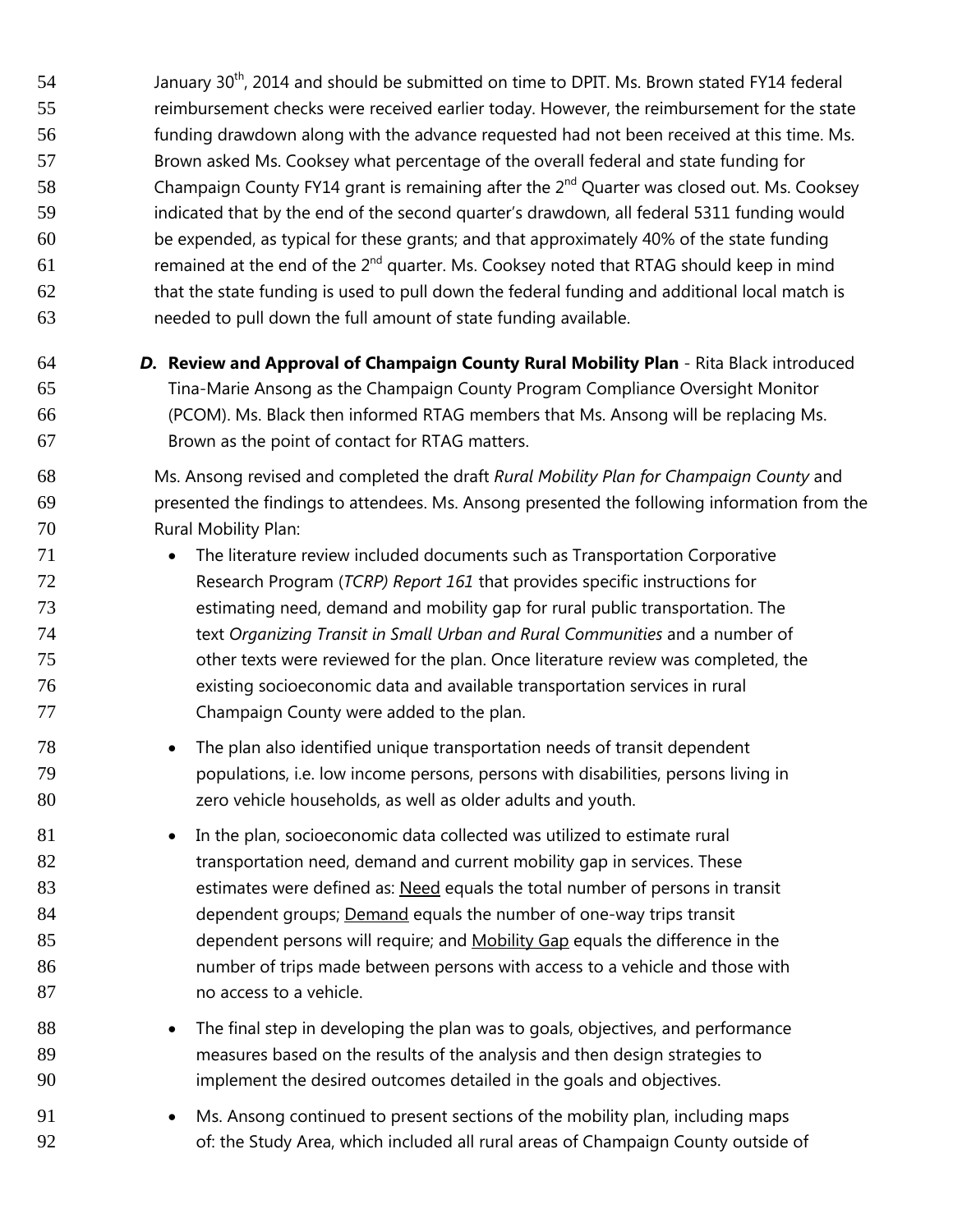January 30th, 2014 and should be submitted on time to DPIT. Ms. Brown stated FY14 federal reimbursement checks were received earlier today. However, the reimbursement for the state funding drawdown along with the advance requested had not been received at this time. Ms. Brown asked Ms. Cooksey what percentage of the overall federal and state funding for Champaign County FY14 grant is remaining after the 2nd Quarter was closed out. Ms. Cooksey indicated that by the end of the second quarter's drawdown, all federal 5311 funding would be expended, as typical for these grants; and that approximately 40% of the state funding remained at the end of the 2nd quarter. Ms. Cooksey noted that RTAG should keep in mind that the state funding is used to pull down the federal funding and additional local match is needed to pull down the full amount of state funding available.

***D.*** **Review and Approval of Champaign County Rural Mobility Plan** - Rita Black introduced Tina-Marie Ansong as the Champaign County Program Compliance Oversight Monitor (PCOM). Ms. Black then informed RTAG members that Ms. Ansong will be replacing Ms. Brown as the point of contact for RTAG matters.

Ms. Ansong revised and completed the draft *Rural Mobility Plan for Champaign County* and presented the findings to attendees. Ms. Ansong presented the following information from the Rural Mobility Plan:

- The literature review included documents such as Transportation Corporative Research Program (*TCRP) Report 161* that provides specific instructions for estimating need, demand and mobility gap for rural public transportation. The text *Organizing Transit in Small Urban and Rural Communities* and a number of other texts were reviewed for the plan. Once literature review was completed, the existing socioeconomic data and available transportation services in rural Champaign County were added to the plan.

- The plan also identified unique transportation needs of transit dependent populations, i.e. low income persons, persons with disabilities, persons living in zero vehicle households, as well as older adults and youth.

- In the plan, socioeconomic data collected was utilized to estimate rural transportation need, demand and current mobility gap in services. These estimates were defined as: <u>Need</u> equals the total number of persons in transit dependent groups; <u>Demand</u> equals the number of one-way trips transit dependent persons will require; and <u>Mobility Gap</u> equals the difference in the number of trips made between persons with access to a vehicle and those with no access to a vehicle.

- The final step in developing the plan was to goals, objectives, and performance measures based on the results of the analysis and then design strategies to implement the desired outcomes detailed in the goals and objectives.

- Ms. Ansong continued to present sections of the mobility plan, including maps of: the Study Area, which included all rural areas of Champaign County outside of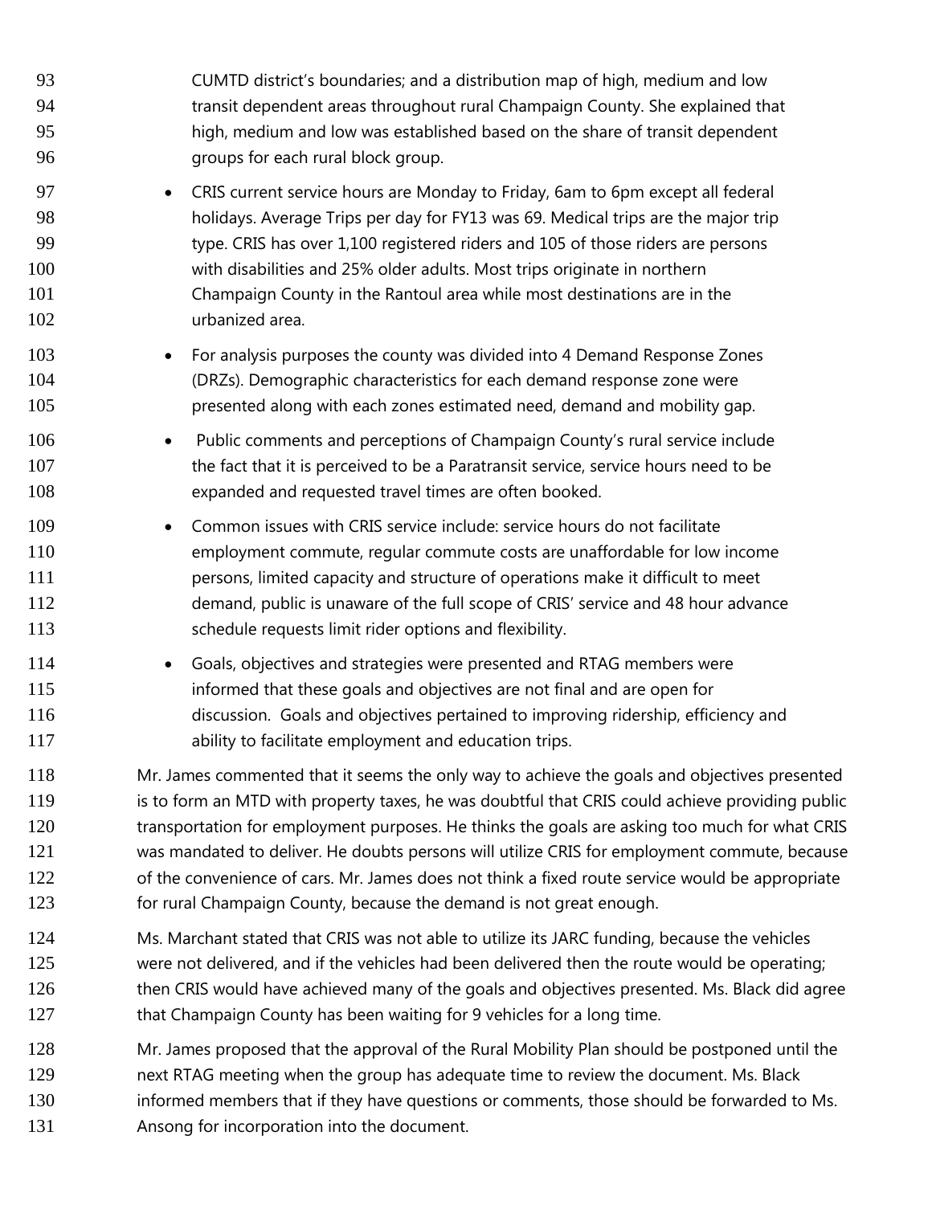CUMTD district's boundaries; and a distribution map of high, medium and low transit dependent areas throughout rural Champaign County. She explained that high, medium and low was established based on the share of transit dependent groups for each rural block group.

- CRIS current service hours are Monday to Friday, 6am to 6pm except all federal holidays. Average Trips per day for FY13 was 69. Medical trips are the major trip type. CRIS has over 1,100 registered riders and 105 of those riders are persons with disabilities and 25% older adults. Most trips originate in northern Champaign County in the Rantoul area while most destinations are in the urbanized area.
- For analysis purposes the county was divided into 4 Demand Response Zones (DRZs). Demographic characteristics for each demand response zone were presented along with each zones estimated need, demand and mobility gap.
- Public comments and perceptions of Champaign County's rural service include the fact that it is perceived to be a Paratransit service, service hours need to be expanded and requested travel times are often booked.
- Common issues with CRIS service include: service hours do not facilitate employment commute, regular commute costs are unaffordable for low income persons, limited capacity and structure of operations make it difficult to meet demand, public is unaware of the full scope of CRIS' service and 48 hour advance schedule requests limit rider options and flexibility.
- Goals, objectives and strategies were presented and RTAG members were informed that these goals and objectives are not final and are open for discussion. Goals and objectives pertained to improving ridership, efficiency and ability to facilitate employment and education trips.

Mr. James commented that it seems the only way to achieve the goals and objectives presented is to form an MTD with property taxes, he was doubtful that CRIS could achieve providing public transportation for employment purposes. He thinks the goals are asking too much for what CRIS was mandated to deliver. He doubts persons will utilize CRIS for employment commute, because of the convenience of cars. Mr. James does not think a fixed route service would be appropriate for rural Champaign County, because the demand is not great enough.

Ms. Marchant stated that CRIS was not able to utilize its JARC funding, because the vehicles were not delivered, and if the vehicles had been delivered then the route would be operating; then CRIS would have achieved many of the goals and objectives presented. Ms. Black did agree that Champaign County has been waiting for 9 vehicles for a long time.

Mr. James proposed that the approval of the Rural Mobility Plan should be postponed until the next RTAG meeting when the group has adequate time to review the document. Ms. Black informed members that if they have questions or comments, those should be forwarded to Ms. Ansong for incorporation into the document.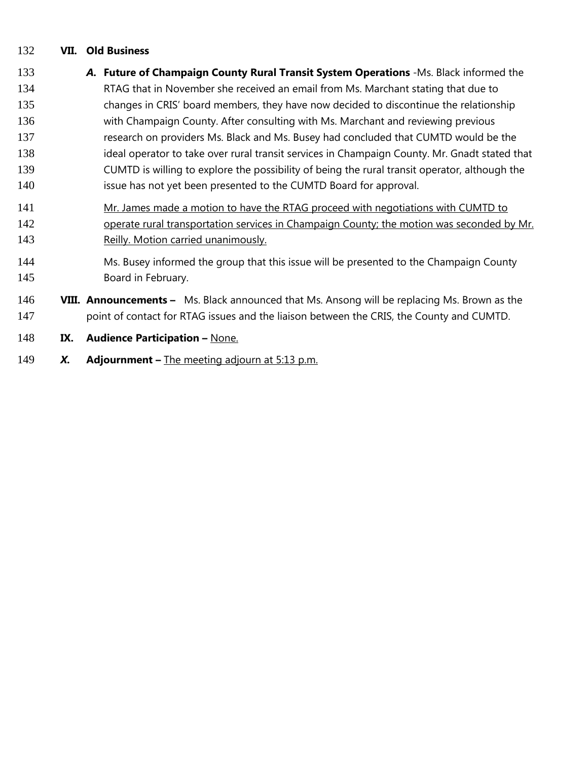## VII. Old Business

***A.*** **Future of Champaign County Rural Transit System Operations** -Ms. Black informed the RTAG that in November she received an email from Ms. Marchant stating that due to changes in CRIS' board members, they have now decided to discontinue the relationship with Champaign County. After consulting with Ms. Marchant and reviewing previous research on providers Ms. Black and Ms. Busey had concluded that CUMTD would be the ideal operator to take over rural transit services in Champaign County. Mr. Gnadt stated that CUMTD is willing to explore the possibility of being the rural transit operator, although the issue has not yet been presented to the CUMTD Board for approval.

<u>Mr. James made a motion to have the RTAG proceed with negotiations with CUMTD to operate rural transportation services in Champaign County; the motion was seconded by Mr. Reilly. Motion carried unanimously.</u>

Ms. Busey informed the group that this issue will be presented to the Champaign County Board in February.

**VIII. Announcements –** Ms. Black announced that Ms. Ansong will be replacing Ms. Brown as the point of contact for RTAG issues and the liaison between the CRIS, the County and CUMTD.

**IX. Audience Participation –** <u>None.</u>

***X.*** **Adjournment –** <u>The meeting adjourn at 5:13 p.m.</u>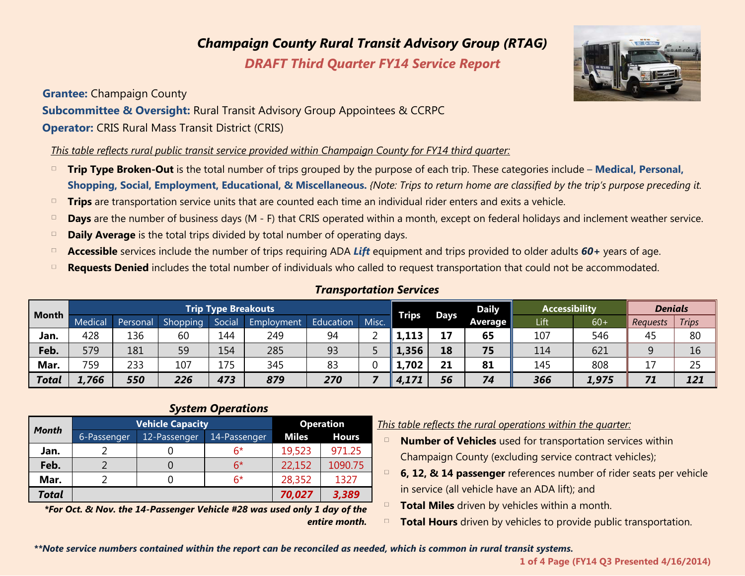# *Champaign County Rural Transit Advisory Group (RTAG)*

## *DRAFT Third Quarter FY14 Service Report*

**Grantee:** Champaign County

**Subcommittee & Oversight:** Rural Transit Advisory Group Appointees & CCRPC

**Operator:** CRIS Rural Mass Transit District (CRIS)

*This table reflects rural public transit service provided within Champaign County for FY14 third quarter:*

- **Trip Type Broken-Out** is the total number of trips grouped by the purpose of each trip. These categories include – **Medical, Personal, Shopping, Social, Employment, Educational, & Miscellaneous.** *{Note: Trips to return home are classified by the trip's purpose preceding it.*
- **Trips** are transportation service units that are counted each time an individual rider enters and exits a vehicle.
- **Days** are the number of business days (M - F) that CRIS operated within a month, except on federal holidays and inclement weather service.
- **Daily Average** is the total trips divided by total number of operating days.
- **Accessible** services include the number of trips requiring ADA ***Lift*** equipment and trips provided to older adults ***60+*** years of age.
- **Requests Denied** includes the total number of individuals who called to request transportation that could not be accommodated.

### *Transportation Services*

| Month | Trip Type Breakouts | | | | | | | Trips | Days | Daily Average | Accessibility | | *Denials* | |
|---|---|---|---|---|---|---|---|---|---|---|---|---|---|---|
| | Medical | Personal | Shopping | Social | Employment | Education | Misc. | | | | Lift | 60+ | *Requests* | *Trips* |
| **Jan.** | 428 | 136 | 60 | 144 | 249 | 94 | 2 | **1,113** | **17** | **65** | 107 | 546 | 45 | 80 |
| **Feb.** | 579 | 181 | 59 | 154 | 285 | 93 | 5 | **1,356** | **18** | **75** | 114 | 621 | 9 | 16 |
| **Mar.** | 759 | 233 | 107 | 175 | 345 | 83 | 0 | **1,702** | **21** | **81** | 145 | 808 | 17 | 25 |
| ***Total*** | ***1,766*** | ***550*** | ***226*** | ***473*** | ***879*** | ***270*** | ***7*** | ***4,171*** | ***56*** | ***74*** | ***366*** | ***1,975*** | ***71*** | ***121*** |

### *System Operations*

| *Month* | Vehicle Capacity | | | Operation | |
|---|---|---|---|---|---|
| | 6-Passenger | 12-Passenger | 14-Passenger | Miles | Hours |
| **Jan.** | 2 | 0 | 6* | 19,523 | 971.25 |
| **Feb.** | 2 | 0 | 6* | 22,152 | 1090.75 |
| **Mar.** | 2 | 0 | 6* | 28,352 | 1327 |
| ***Total*** | | | | ***70,027*** | ***3,389*** |

***For Oct. & Nov. the 14-Passenger Vehicle #28 was used only 1 day of the entire month.***

*This table reflects the rural operations within the quarter:*

- **Number of Vehicles** used for transportation services within Champaign County (excluding service contract vehicles);
- **6, 12, & 14 passenger** references number of rider seats per vehicle in service (all vehicle have an ADA lift); and
- **Total Miles** driven by vehicles within a month.
- **Total Hours** driven by vehicles to provide public transportation.

***\*\*Note service numbers contained within the report can be reconciled as needed, which is common in rural transit systems.***

**(FY14 Q3 Presented 4/16/2014)**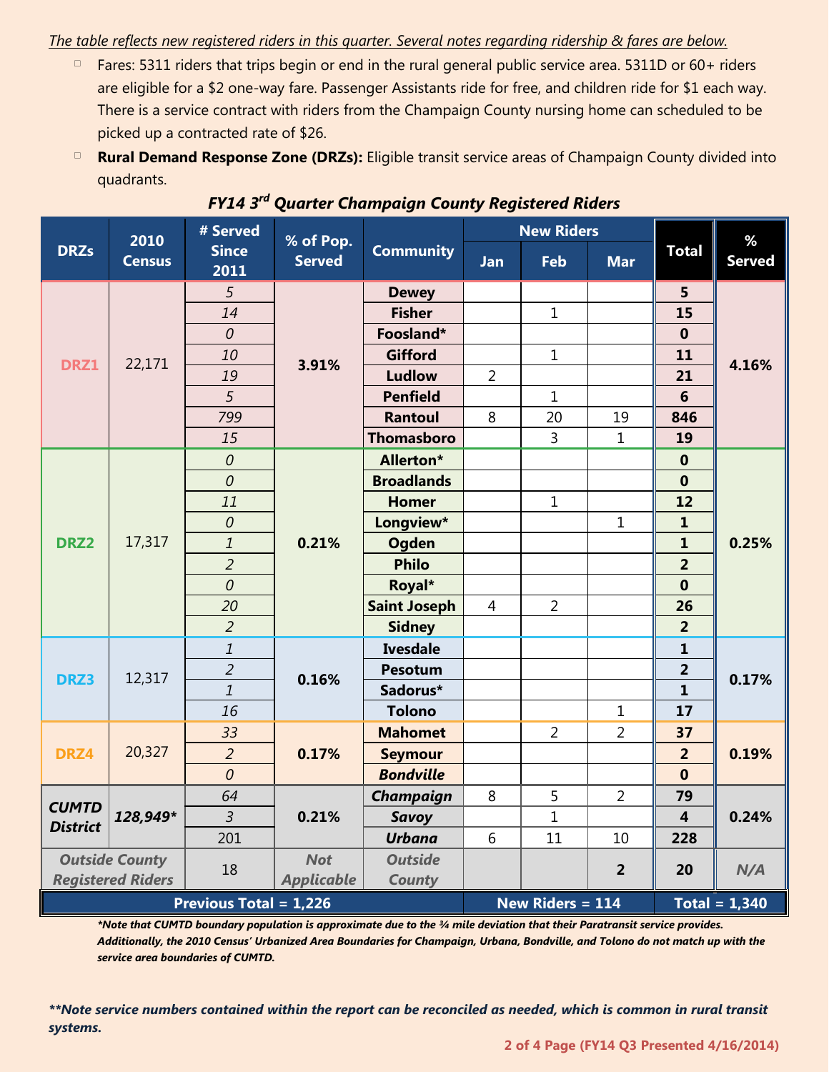*The table reflects new registered riders in this quarter. Several notes regarding ridership & fares are below.*

- Fares: 5311 riders that trips begin or end in the rural general public service area. 5311D or 60+ riders are eligible for a $2 one-way fare. Passenger Assistants ride for free, and children ride for $1 each way. There is a service contract with riders from the Champaign County nursing home can scheduled to be picked up a contracted rate of $26.
- **Rural Demand Response Zone (DRZs):** Eligible transit service areas of Champaign County divided into quadrants.

### *FY14 3rd Quarter Champaign County Registered Riders*

| DRZs | 2010 Census | # Served Since 2011 | % of Pop. Served | Community | New Riders | | | Total | % Served |
|---|---|---|---|---|---|---|---|---|---|
| | | | | | Jan | Feb | Mar | | |
| DRZ1 | 22,171 | 5 | 3.91% | Dewey | | | | 5 | 4.16% |
| | | 14 | | Fisher | | 1 | | 15 | |
| | | 0 | | Foosland* | | | | 0 | |
| | | 10 | | Gifford | | 1 | | 11 | |
| | | 19 | | Ludlow | 2 | | | 21 | |
| | | 5 | | Penfield | | 1 | | 6 | |
| | | 799 | | Rantoul | 8 | 20 | 19 | 846 | |
| | | 15 | | Thomasboro | | 3 | 1 | 19 | |
| DRZ2 | 17,317 | 0 | 0.21% | Allerton* | | | | 0 | 0.25% |
| | | 0 | | Broadlands | | | | 0 | |
| | | 11 | | Homer | | 1 | | 12 | |
| | | 0 | | Longview* | | | 1 | 1 | |
| | | 1 | | Ogden | | | | 1 | |
| | | 2 | | Philo | | | | 2 | |
| | | 0 | | Royal* | | | | 0 | |
| | | 20 | | Saint Joseph | 4 | 2 | | 26 | |
| | | 2 | | Sidney | | | | 2 | |
| DRZ3 | 12,317 | 1 | 0.16% | Ivesdale | | | | 1 | 0.17% |
| | | 2 | | Pesotum | | | | 2 | |
| | | 1 | | Sadorus* | | | | 1 | |
| | | 16 | | Tolono | | | 1 | 17 | |
| DRZ4 | 20,327 | 33 | 0.17% | Mahomet | | 2 | 2 | 37 | 0.19% |
| | | 2 | | Seymour | | | | 2 | |
| | | 0 | | *Bondville* | | | | 0 | |
| *CUMTD District* | *128,949** | 64 | 0.21% | *Champaign* | 8 | 5 | 2 | 79 | 0.24% |
| | | 3 | | *Savoy* | | 1 | | 4 | |
| | | 201 | | *Urbana* | 6 | 11 | 10 | 228 | |
| *Outside County Registered Riders* | | 18 | *Not Applicable* | *Outside County* | | | 2 | 20 | *N/A* |
| **Previous Total = 1,226** | | | | | **New Riders = 114** | | | **Total = 1,340** | |

***Note that CUMTD boundary population is approximate due to the ¾ mile deviation that their Paratransit service provides. Additionally, the 2010 Census' Urbanized Area Boundaries for Champaign, Urbana, Bondville, and Tolono do not match up with the service area boundaries of CUMTD.***

*****Note service numbers contained within the report can be reconciled as needed, which is common in rural transit systems.***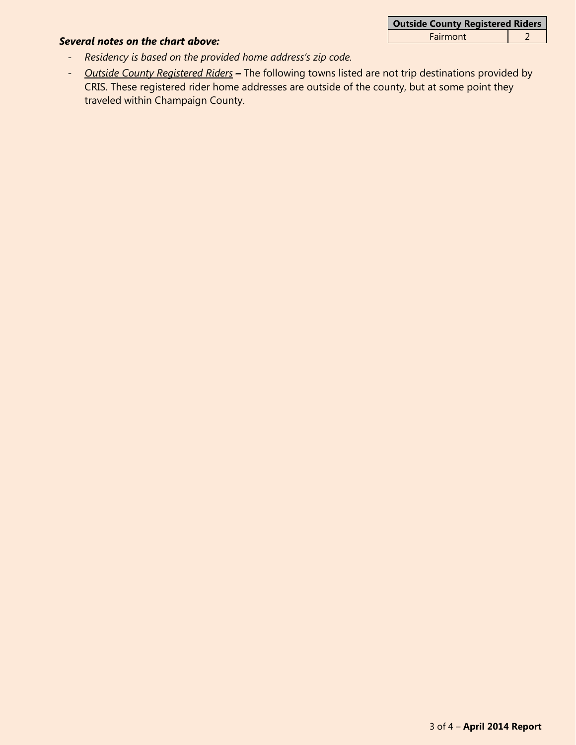| Outside County Registered Riders | |
|---|---|
| Fairmont | 2 |

***Several notes on the chart above:***

- *Residency is based on the provided home address's zip code.*
- *Outside County Registered Riders* **–** The following towns listed are not trip destinations provided by CRIS. These registered rider home addresses are outside of the county, but at some point they traveled within Champaign County.